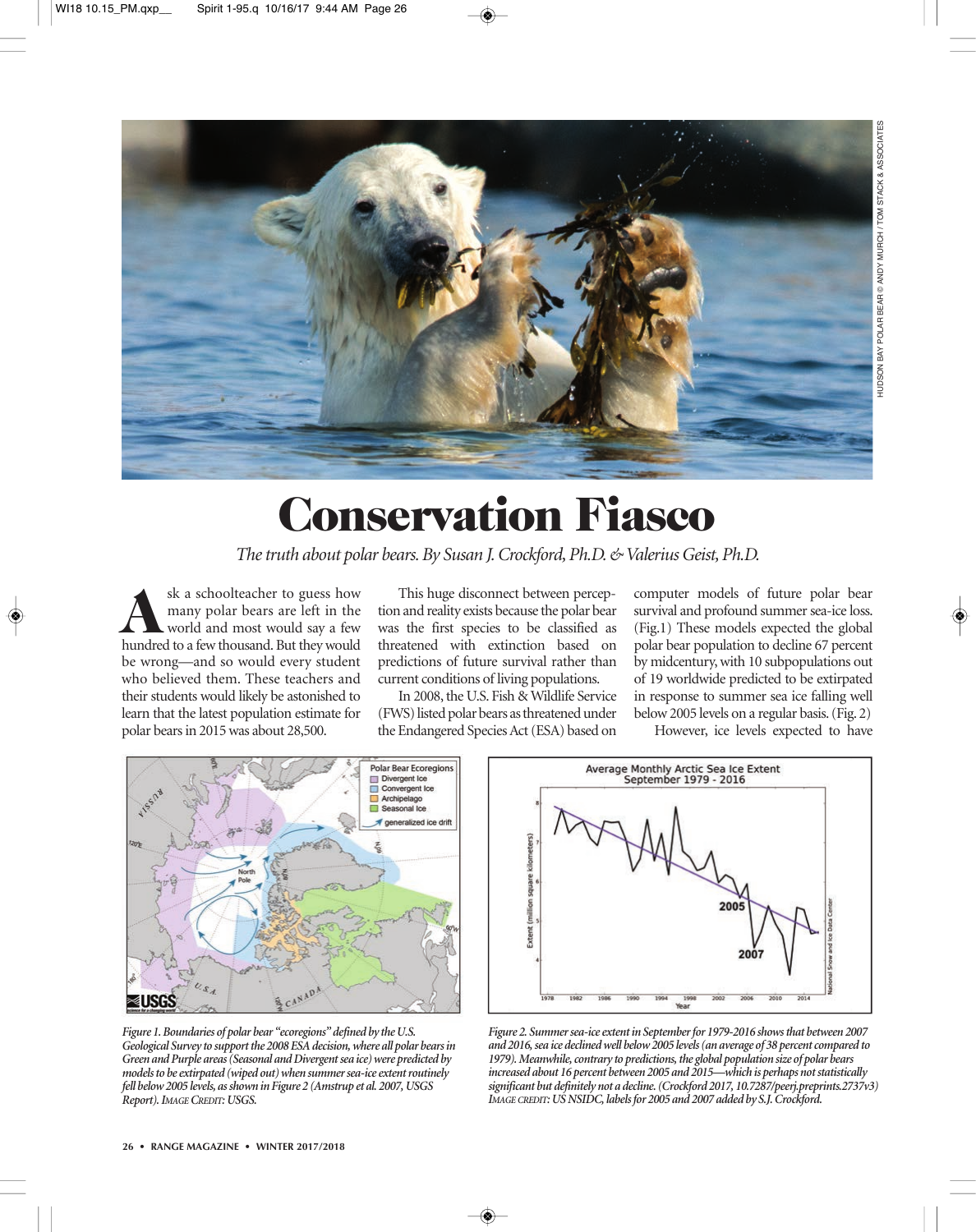# Conservation Fiasco

*The truth about polar bears. By Susan J. Crockford, Ph.D. & Valerius Geist, Ph.D.*

Ask a schoolteacher to guess how many polar bears are left in the world and most would say a few hundred to a few thousand. But they would be wrong—and so would every student who believed them. These teachers and their students would likely be astonished to learn that the latest population estimate for polar bears in 2015 was about 28,500.

This huge disconnect between perception and reality exists because the polar bear was the first species to be classified as threatened with extinction based on predictions of future survival rather than current conditions of living populations.

In 2008, the U.S. Fish & Wildlife Service (FWS) listed polar bears as threatened under the Endangered Species Act (ESA) based on computer models of future polar bear survival and profound summer sea-ice loss. (Fig.1) These models expected the global polar bear population to decline 67 percent by midcentury, with 10 subpopulations out of 19 worldwide predicted to be extirpated in response to summer sea ice falling well below 2005 levels on a regular basis. (Fig. 2)

However, ice levels expected to have

*Figure 1. Boundaries of polar bear "ecoregions" defined by the U.S. Geological Survey to support the 2008 ESA decision, where all polar bears in Green and Purple areas (Seasonal and Divergent sea ice) were predicted by models to be extirpated (wiped out) when summer sea-ice extent routinely fell below 2005 levels, as shown in Figure 2 (Amstrup et al. 2007, USGS Report). Image Credit: USGS.*

*Figure 2. Summer sea-ice extent in September for 1979-2016 shows that between 2007 and 2016, sea ice declined well below 2005 levels (an average of 38 percent compared to 1979). Meanwhile, contrary to predictions, the global population size of polar bears increased about 16 percent between 2005 and 2015—which is perhaps not statistically significant but definitely not a decline. (Crockford 2017, 10.7287/peerj.preprints.2737v3) Image credit: US NSIDC, labels for 2005 and 2007 added by S.J. Crockford.*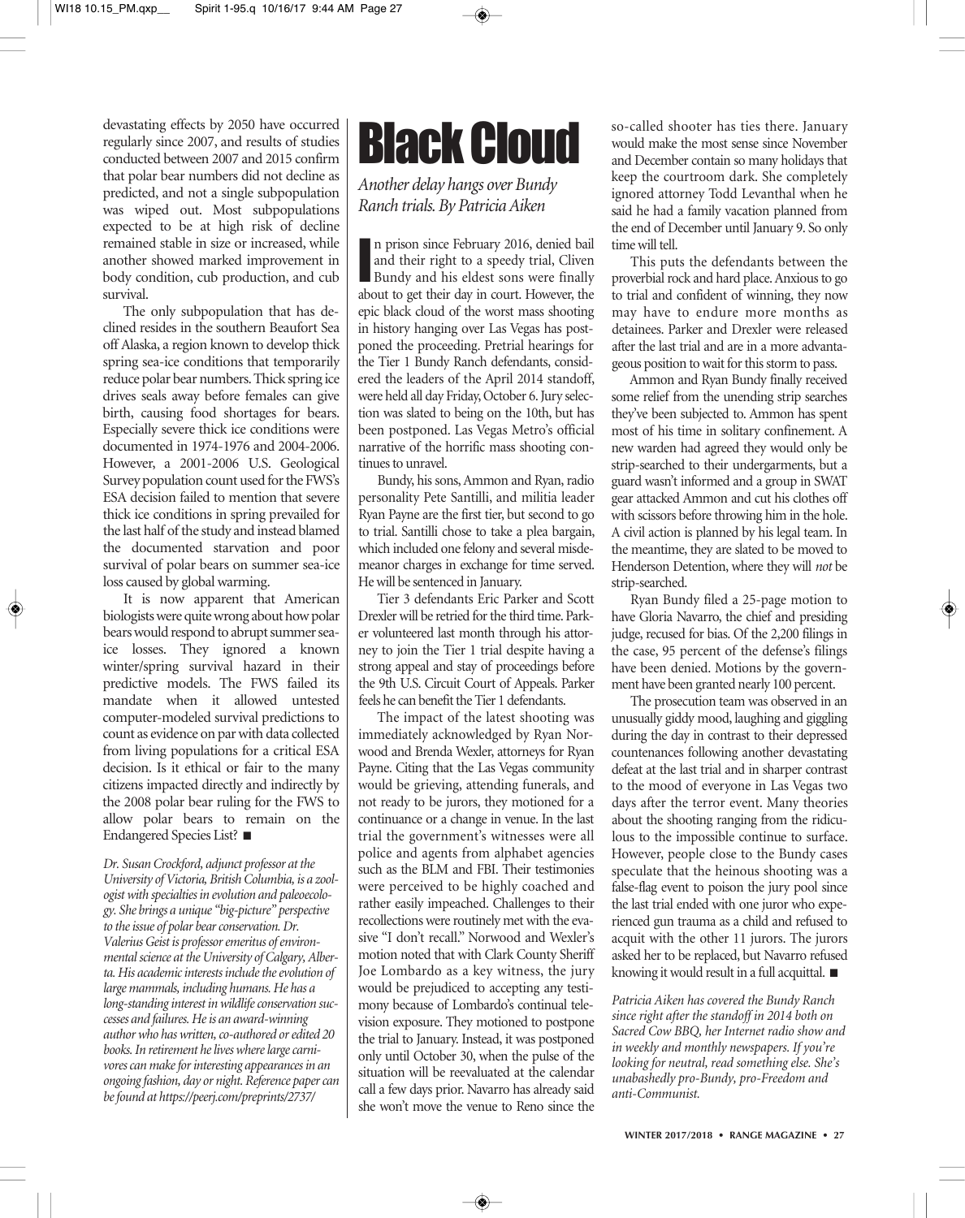devastating effects by 2050 have occurred regularly since 2007, and results of studies conducted between 2007 and 2015 confirm that polar bear numbers did not decline as predicted, and not a single subpopulation was wiped out. Most subpopulations expected to be at high risk of decline remained stable in size or increased, while another showed marked improvement in body condition, cub production, and cub survival.

The only subpopulation that has declined resides in the southern Beaufort Sea off Alaska, a region known to develop thick spring sea-ice conditions that temporarily reduce polar bear numbers. Thick spring ice drives seals away before females can give birth, causing food shortages for bears. Especially severe thick ice conditions were documented in 1974-1976 and 2004-2006. However, a 2001-2006 U.S. Geological Survey population count used for the FWS's ESA decision failed to mention that severe thick ice conditions in spring prevailed for the last half of the study and instead blamed the documented starvation and poor survival of polar bears on summer sea-ice loss caused by global warming.

It is now apparent that American biologists were quite wrong about how polar bears would respond to abrupt summer sea-ice losses. They ignored a known winter/spring survival hazard in their predictive models. The FWS failed its mandate when it allowed untested computer-modeled survival predictions to count as evidence on par with data collected from living populations for a critical ESA decision. Is it ethical or fair to the many citizens impacted directly and indirectly by the 2008 polar bear ruling for the FWS to allow polar bears to remain on the Endangered Species List? ■

*Dr. Susan Crockford, adjunct professor at the University of Victoria, British Columbia, is a zoologist with specialties in evolution and paleoecology. She brings a unique "big-picture" perspective to the issue of polar bear conservation. Dr. Valerius Geist is professor emeritus of environmental science at the University of Calgary, Alberta. His academic interests include the evolution of large mammals, including humans. He has a long-standing interest in wildlife conservation successes and failures. He is an award-winning author who has written, co-authored or edited 20 books. In retirement he lives where large carnivores can make for interesting appearances in an ongoing fashion, day or night. Reference paper can be found at https://peerj.com/preprints/2737/*

# Black Cloud

*Another delay hangs over Bundy Ranch trials. By Patricia Aiken*

In prison since February 2016, denied bail and their right to a speedy trial, Cliven Bundy and his eldest sons were finally about to get their day in court. However, the epic black cloud of the worst mass shooting in history hanging over Las Vegas has postponed the proceeding. Pretrial hearings for the Tier 1 Bundy Ranch defendants, considered the leaders of the April 2014 standoff, were held all day Friday, October 6. Jury selection was slated to being on the 10th, but has been postponed. Las Vegas Metro's official narrative of the horrific mass shooting continues to unravel.

Bundy, his sons, Ammon and Ryan, radio personality Pete Santilli, and militia leader Ryan Payne are the first tier, but second to go to trial. Santilli chose to take a plea bargain, which included one felony and several misdemeanor charges in exchange for time served. He will be sentenced in January.

Tier 3 defendants Eric Parker and Scott Drexler will be retried for the third time. Parker volunteered last month through his attorney to join the Tier 1 trial despite having a strong appeal and stay of proceedings before the 9th U.S. Circuit Court of Appeals. Parker feels he can benefit the Tier 1 defendants.

The impact of the latest shooting was immediately acknowledged by Ryan Norwood and Brenda Wexler, attorneys for Ryan Payne. Citing that the Las Vegas community would be grieving, attending funerals, and not ready to be jurors, they motioned for a continuance or a change in venue. In the last trial the government's witnesses were all police and agents from alphabet agencies such as the BLM and FBI. Their testimonies were perceived to be highly coached and rather easily impeached. Challenges to their recollections were routinely met with the evasive "I don't recall." Norwood and Wexler's motion noted that with Clark County Sheriff Joe Lombardo as a key witness, the jury would be prejudiced to accepting any testimony because of Lombardo's continual television exposure. They motioned to postpone the trial to January. Instead, it was postponed only until October 30, when the pulse of the situation will be reevaluated at the calendar call a few days prior. Navarro has already said she won't move the venue to Reno since the so-called shooter has ties there. January would make the most sense since November and December contain so many holidays that keep the courtroom dark. She completely ignored attorney Todd Levanthal when he said he had a family vacation planned from the end of December until January 9. So only time will tell.

This puts the defendants between the proverbial rock and hard place. Anxious to go to trial and confident of winning, they now may have to endure more months as detainees. Parker and Drexler were released after the last trial and are in a more advantageous position to wait for this storm to pass.

Ammon and Ryan Bundy finally received some relief from the unending strip searches they've been subjected to. Ammon has spent most of his time in solitary confinement. A new warden had agreed they would only be strip-searched to their undergarments, but a guard wasn't informed and a group in SWAT gear attacked Ammon and cut his clothes off with scissors before throwing him in the hole. A civil action is planned by his legal team. In the meantime, they are slated to be moved to Henderson Detention, where they will *not* be strip-searched.

Ryan Bundy filed a 25-page motion to have Gloria Navarro, the chief and presiding judge, recused for bias. Of the 2,200 filings in the case, 95 percent of the defense's filings have been denied. Motions by the government have been granted nearly 100 percent.

The prosecution team was observed in an unusually giddy mood, laughing and giggling during the day in contrast to their depressed countenances following another devastating defeat at the last trial and in sharper contrast to the mood of everyone in Las Vegas two days after the terror event. Many theories about the shooting ranging from the ridiculous to the impossible continue to surface. However, people close to the Bundy cases speculate that the heinous shooting was a false-flag event to poison the jury pool since the last trial ended with one juror who experienced gun trauma as a child and refused to acquit with the other 11 jurors. The jurors asked her to be replaced, but Navarro refused knowing it would result in a full acquittal. ■

*Patricia Aiken has covered the Bundy Ranch since right after the standoff in 2014 both on Sacred Cow BBQ, her Internet radio show and in weekly and monthly newspapers. If you're looking for neutral, read something else. She's unabashedly pro-Bundy, pro-Freedom and anti-Communist.*